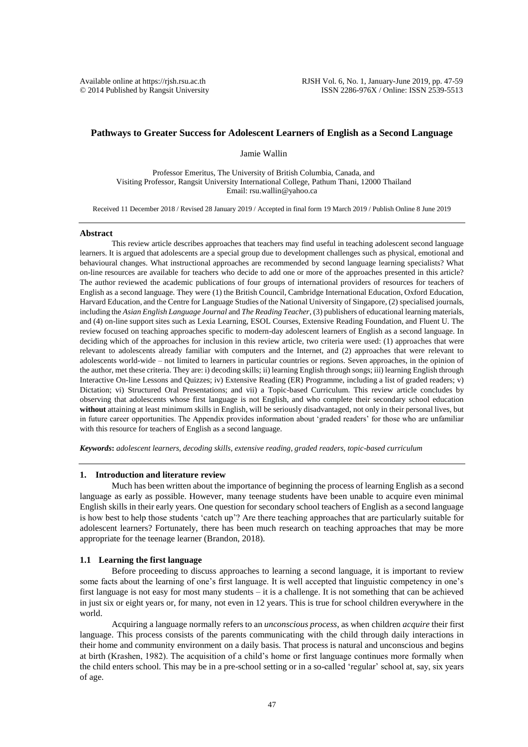# Pathways to Greater Success for Adolescent Learners of English as a Second Language

Jamie Wallin

Professor Emeritus, The University of British Columbia, Canada, and
Visiting Professor, Rangsit University International College, Pathum Thani, 12000 Thailand
Email: rsu.wallin@yahoo.ca

Received 11 December 2018 / Revised 28 January 2019 / Accepted in final form 19 March 2019 / Publish Online 8 June 2019

## Abstract

This review article describes approaches that teachers may find useful in teaching adolescent second language learners. It is argued that adolescents are a special group due to development challenges such as physical, emotional and behavioural changes. What instructional approaches are recommended by second language learning specialists? What on-line resources are available for teachers who decide to add one or more of the approaches presented in this article? The author reviewed the academic publications of four groups of international providers of resources for teachers of English as a second language. They were (1) the British Council, Cambridge International Education, Oxford Education, Harvard Education, and the Centre for Language Studies of the National University of Singapore, (2) specialised journals, including the *Asian English Language Journal* and *The Reading Teacher*, (3) publishers of educational learning materials, and (4) on-line support sites such as Lexia Learning, ESOL Courses, Extensive Reading Foundation, and Fluent U. The review focused on teaching approaches specific to modern-day adolescent learners of English as a second language. In deciding which of the approaches for inclusion in this review article, two criteria were used: (1) approaches that were relevant to adolescents already familiar with computers and the Internet, and (2) approaches that were relevant to adolescents world-wide – not limited to learners in particular countries or regions. Seven approaches, in the opinion of the author, met these criteria. They are: i) decoding skills; ii) learning English through songs; iii) learning English through Interactive On-line Lessons and Quizzes; iv) Extensive Reading (ER) Programme, including a list of graded readers; v) Dictation; vi) Structured Oral Presentations; and vii) a Topic-based Curriculum. This review article concludes by observing that adolescents whose first language is not English, and who complete their secondary school education **without** attaining at least minimum skills in English, will be seriously disadvantaged, not only in their personal lives, but in future career opportunities. The Appendix provides information about 'graded readers' for those who are unfamiliar with this resource for teachers of English as a second language.

***Keywords*:** *adolescent learners, decoding skills, extensive reading, graded readers, topic-based curriculum*

## 1. Introduction and literature review

Much has been written about the importance of beginning the process of learning English as a second language as early as possible. However, many teenage students have been unable to acquire even minimal English skills in their early years. One question for secondary school teachers of English as a second language is how best to help those students 'catch up'? Are there teaching approaches that are particularly suitable for adolescent learners? Fortunately, there has been much research on teaching approaches that may be more appropriate for the teenage learner (Brandon, 2018).

### 1.1 Learning the first language

Before proceeding to discuss approaches to learning a second language, it is important to review some facts about the learning of one's first language. It is well accepted that linguistic competency in one's first language is not easy for most many students – it is a challenge. It is not something that can be achieved in just six or eight years or, for many, not even in 12 years. This is true for school children everywhere in the world.

Acquiring a language normally refers to an *unconscious process*, as when children *acquire* their first language. This process consists of the parents communicating with the child through daily interactions in their home and community environment on a daily basis. That process is natural and unconscious and begins at birth (Krashen, 1982). The acquisition of a child's home or first language continues more formally when the child enters school. This may be in a pre-school setting or in a so-called 'regular' school at, say, six years of age.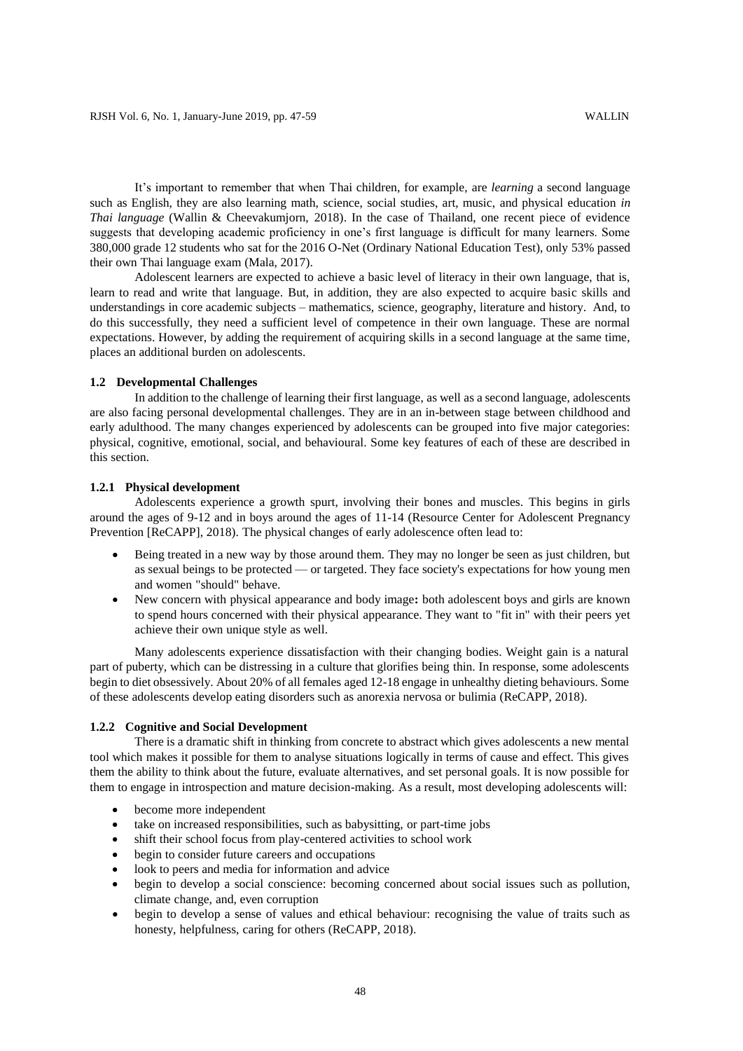It's important to remember that when Thai children, for example, are *learning* a second language such as English, they are also learning math, science, social studies, art, music, and physical education *in Thai language* (Wallin & Cheevakumjorn, 2018). In the case of Thailand, one recent piece of evidence suggests that developing academic proficiency in one's first language is difficult for many learners. Some 380,000 grade 12 students who sat for the 2016 O-Net (Ordinary National Education Test), only 53% passed their own Thai language exam (Mala, 2017).

Adolescent learners are expected to achieve a basic level of literacy in their own language, that is, learn to read and write that language. But, in addition, they are also expected to acquire basic skills and understandings in core academic subjects – mathematics, science, geography, literature and history. And, to do this successfully, they need a sufficient level of competence in their own language. These are normal expectations. However, by adding the requirement of acquiring skills in a second language at the same time, places an additional burden on adolescents.

### 1.2 Developmental Challenges

In addition to the challenge of learning their first language, as well as a second language, adolescents are also facing personal developmental challenges. They are in an in-between stage between childhood and early adulthood. The many changes experienced by adolescents can be grouped into five major categories: physical, cognitive, emotional, social, and behavioural. Some key features of each of these are described in this section.

#### 1.2.1 Physical development

Adolescents experience a growth spurt, involving their bones and muscles. This begins in girls around the ages of 9-12 and in boys around the ages of 11-14 (Resource Center for Adolescent Pregnancy Prevention [ReCAPP], 2018). The physical changes of early adolescence often lead to:

- Being treated in a new way by those around them. They may no longer be seen as just children, but as sexual beings to be protected — or targeted. They face society's expectations for how young men and women "should" behave.
- New concern with physical appearance and body image**:** both adolescent boys and girls are known to spend hours concerned with their physical appearance. They want to "fit in" with their peers yet achieve their own unique style as well.

Many adolescents experience dissatisfaction with their changing bodies. Weight gain is a natural part of puberty, which can be distressing in a culture that glorifies being thin. In response, some adolescents begin to diet obsessively. About 20% of all females aged 12-18 engage in unhealthy dieting behaviours. Some of these adolescents develop eating disorders such as anorexia nervosa or bulimia (ReCAPP, 2018).

#### 1.2.2 Cognitive and Social Development

There is a dramatic shift in thinking from concrete to abstract which gives adolescents a new mental tool which makes it possible for them to analyse situations logically in terms of cause and effect. This gives them the ability to think about the future, evaluate alternatives, and set personal goals. It is now possible for them to engage in introspection and mature decision-making. As a result, most developing adolescents will:

- become more independent
- take on increased responsibilities, such as babysitting, or part-time jobs
- shift their school focus from play-centered activities to school work
- begin to consider future careers and occupations
- look to peers and media for information and advice
- begin to develop a social conscience: becoming concerned about social issues such as pollution, climate change, and, even corruption
- begin to develop a sense of values and ethical behaviour: recognising the value of traits such as honesty, helpfulness, caring for others (ReCAPP, 2018).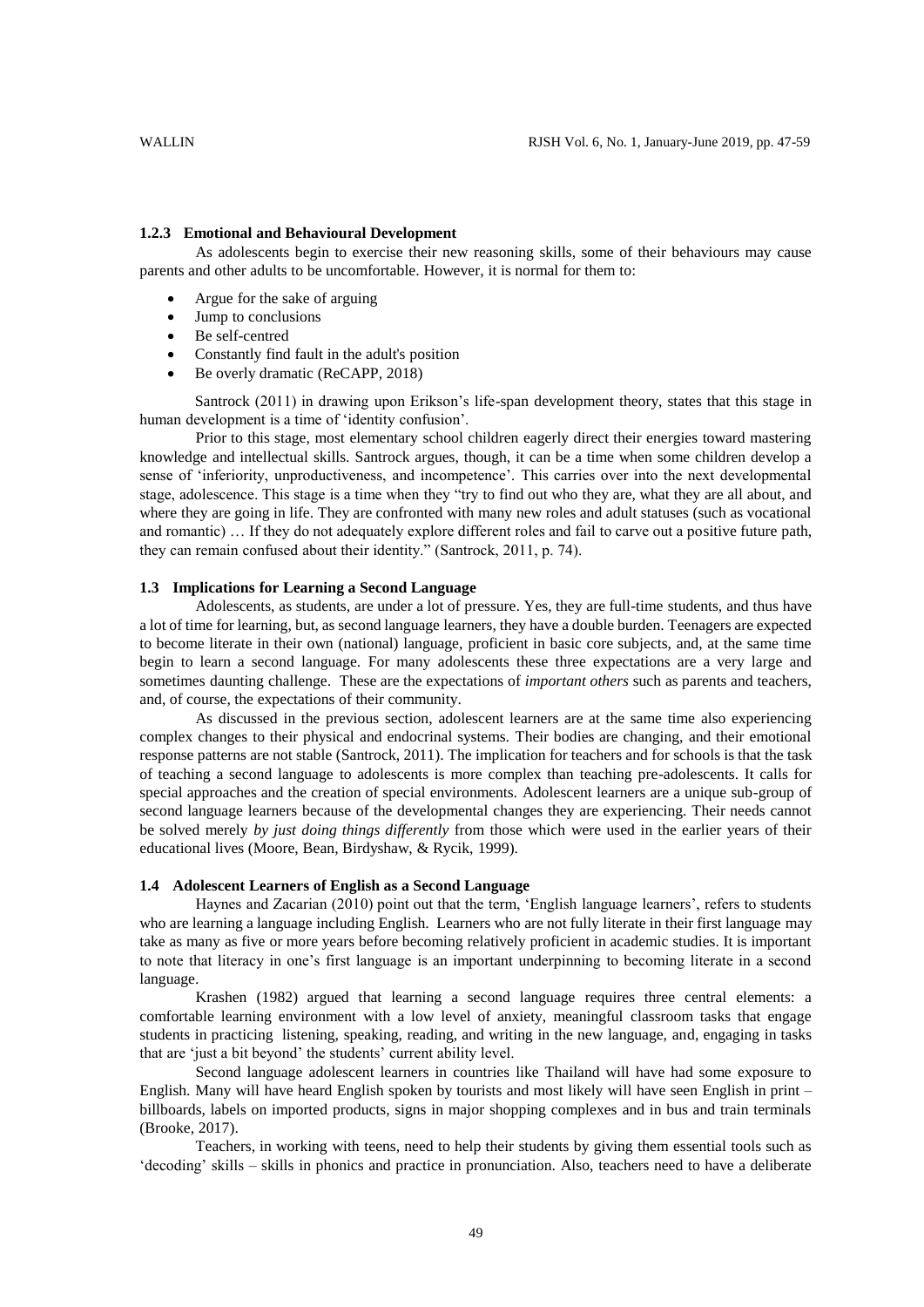### 1.2.3 Emotional and Behavioural Development

As adolescents begin to exercise their new reasoning skills, some of their behaviours may cause parents and other adults to be uncomfortable. However, it is normal for them to:

- Argue for the sake of arguing
- Jump to conclusions
- Be self-centred
- Constantly find fault in the adult's position
- Be overly dramatic (ReCAPP, 2018)

Santrock (2011) in drawing upon Erikson's life-span development theory, states that this stage in human development is a time of 'identity confusion'.

Prior to this stage, most elementary school children eagerly direct their energies toward mastering knowledge and intellectual skills. Santrock argues, though, it can be a time when some children develop a sense of 'inferiority, unproductiveness, and incompetence'. This carries over into the next developmental stage, adolescence. This stage is a time when they "try to find out who they are, what they are all about, and where they are going in life. They are confronted with many new roles and adult statuses (such as vocational and romantic) … If they do not adequately explore different roles and fail to carve out a positive future path, they can remain confused about their identity." (Santrock, 2011, p. 74).

## 1.3 Implications for Learning a Second Language

Adolescents, as students, are under a lot of pressure. Yes, they are full-time students, and thus have a lot of time for learning, but, as second language learners, they have a double burden. Teenagers are expected to become literate in their own (national) language, proficient in basic core subjects, and, at the same time begin to learn a second language. For many adolescents these three expectations are a very large and sometimes daunting challenge. These are the expectations of *important others* such as parents and teachers, and, of course, the expectations of their community.

As discussed in the previous section, adolescent learners are at the same time also experiencing complex changes to their physical and endocrinal systems. Their bodies are changing, and their emotional response patterns are not stable (Santrock, 2011). The implication for teachers and for schools is that the task of teaching a second language to adolescents is more complex than teaching pre-adolescents. It calls for special approaches and the creation of special environments. Adolescent learners are a unique sub-group of second language learners because of the developmental changes they are experiencing. Their needs cannot be solved merely *by just doing things differently* from those which were used in the earlier years of their educational lives (Moore, Bean, Birdyshaw, & Rycik, 1999).

## 1.4 Adolescent Learners of English as a Second Language

Haynes and Zacarian (2010) point out that the term, 'English language learners', refers to students who are learning a language including English. Learners who are not fully literate in their first language may take as many as five or more years before becoming relatively proficient in academic studies. It is important to note that literacy in one's first language is an important underpinning to becoming literate in a second language.

Krashen (1982) argued that learning a second language requires three central elements: a comfortable learning environment with a low level of anxiety, meaningful classroom tasks that engage students in practicing listening, speaking, reading, and writing in the new language, and, engaging in tasks that are 'just a bit beyond' the students' current ability level.

Second language adolescent learners in countries like Thailand will have had some exposure to English. Many will have heard English spoken by tourists and most likely will have seen English in print – billboards, labels on imported products, signs in major shopping complexes and in bus and train terminals (Brooke, 2017).

Teachers, in working with teens, need to help their students by giving them essential tools such as 'decoding' skills – skills in phonics and practice in pronunciation. Also, teachers need to have a deliberate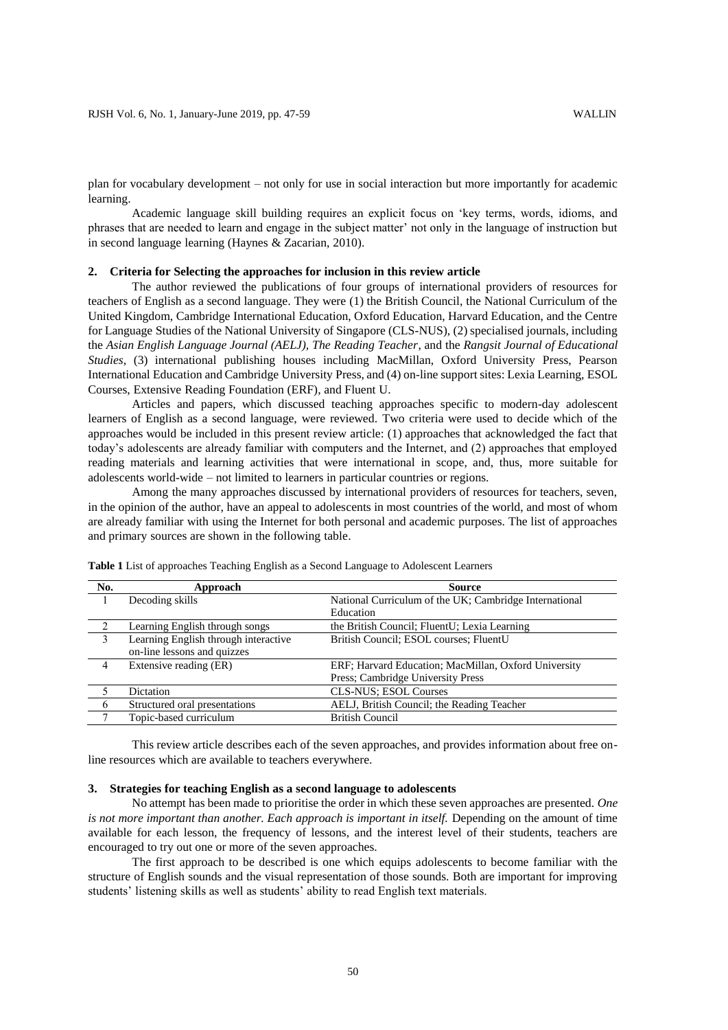plan for vocabulary development – not only for use in social interaction but more importantly for academic learning.

Academic language skill building requires an explicit focus on 'key terms, words, idioms, and phrases that are needed to learn and engage in the subject matter' not only in the language of instruction but in second language learning (Haynes & Zacarian, 2010).

## 2. Criteria for Selecting the approaches for inclusion in this review article

The author reviewed the publications of four groups of international providers of resources for teachers of English as a second language. They were (1) the British Council, the National Curriculum of the United Kingdom, Cambridge International Education, Oxford Education, Harvard Education, and the Centre for Language Studies of the National University of Singapore (CLS-NUS), (2) specialised journals, including the *Asian English Language Journal (AELJ), The Reading Teacher*, and the *Rangsit Journal of Educational Studies*, (3) international publishing houses including MacMillan, Oxford University Press, Pearson International Education and Cambridge University Press, and (4) on-line support sites: Lexia Learning, ESOL Courses, Extensive Reading Foundation (ERF), and Fluent U.

Articles and papers, which discussed teaching approaches specific to modern-day adolescent learners of English as a second language, were reviewed. Two criteria were used to decide which of the approaches would be included in this present review article: (1) approaches that acknowledged the fact that today's adolescents are already familiar with computers and the Internet, and (2) approaches that employed reading materials and learning activities that were international in scope, and, thus, more suitable for adolescents world-wide – not limited to learners in particular countries or regions.

Among the many approaches discussed by international providers of resources for teachers, seven, in the opinion of the author, have an appeal to adolescents in most countries of the world, and most of whom are already familiar with using the Internet for both personal and academic purposes. The list of approaches and primary sources are shown in the following table.

**Table 1** List of approaches Teaching English as a Second Language to Adolescent Learners

| No. | Approach | Source |
|---|---|---|
| 1 | Decoding skills | National Curriculum of the UK; Cambridge International Education |
| 2 | Learning English through songs | the British Council; FluentU; Lexia Learning |
| 3 | Learning English through interactive on-line lessons and quizzes | British Council; ESOL courses; FluentU |
| 4 | Extensive reading (ER) | ERF; Harvard Education; MacMillan, Oxford University Press; Cambridge University Press |
| 5 | Dictation | CLS-NUS; ESOL Courses |
| 6 | Structured oral presentations | AELJ, British Council; the Reading Teacher |
| 7 | Topic-based curriculum | British Council |

This review article describes each of the seven approaches, and provides information about free on-line resources which are available to teachers everywhere.

## 3. Strategies for teaching English as a second language to adolescents

No attempt has been made to prioritise the order in which these seven approaches are presented. *One is not more important than another. Each approach is important in itself.* Depending on the amount of time available for each lesson, the frequency of lessons, and the interest level of their students, teachers are encouraged to try out one or more of the seven approaches.

The first approach to be described is one which equips adolescents to become familiar with the structure of English sounds and the visual representation of those sounds. Both are important for improving students' listening skills as well as students' ability to read English text materials.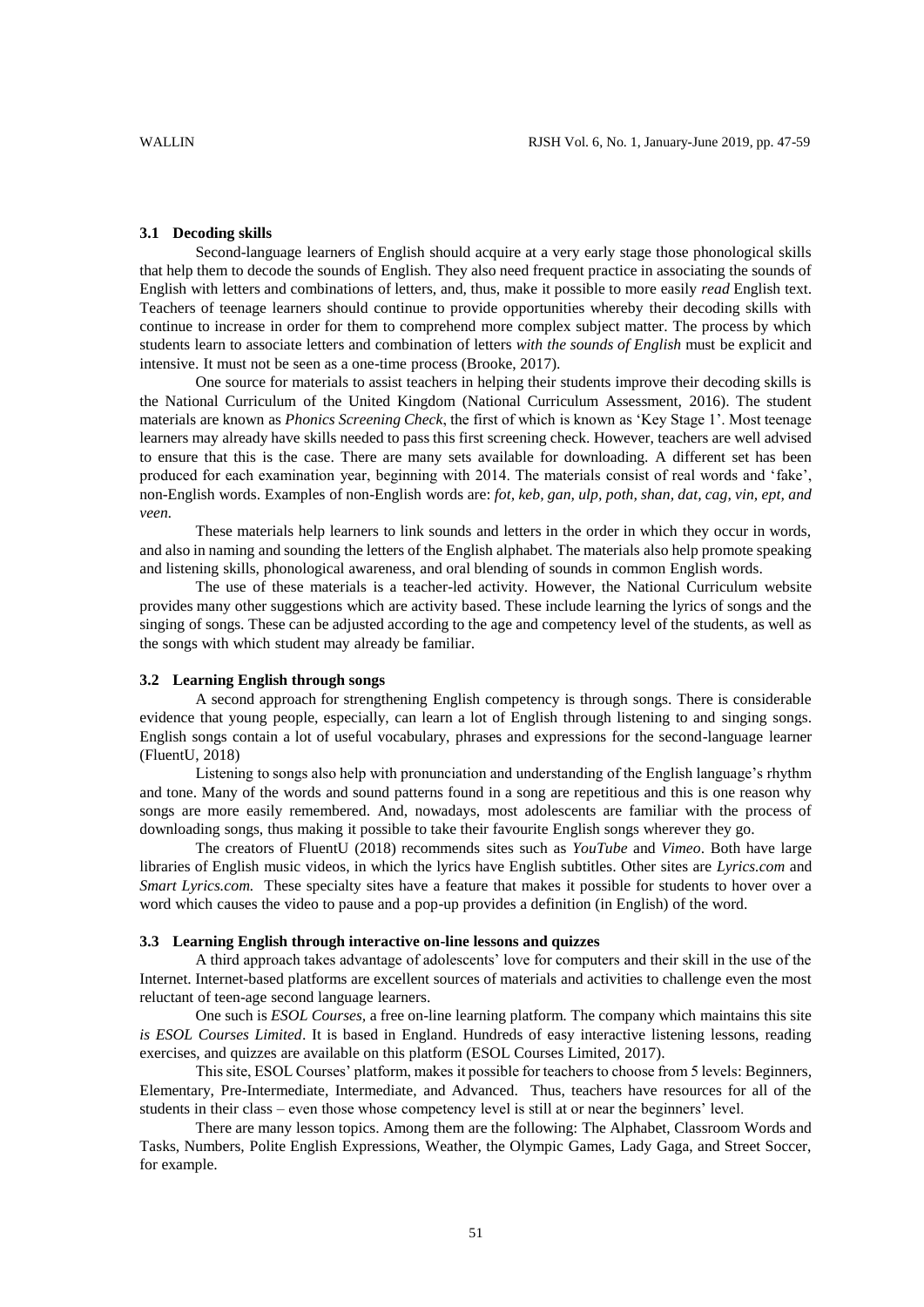### 3.1 Decoding skills

Second-language learners of English should acquire at a very early stage those phonological skills that help them to decode the sounds of English. They also need frequent practice in associating the sounds of English with letters and combinations of letters, and, thus, make it possible to more easily *read* English text. Teachers of teenage learners should continue to provide opportunities whereby their decoding skills with continue to increase in order for them to comprehend more complex subject matter. The process by which students learn to associate letters and combination of letters *with the sounds of English* must be explicit and intensive. It must not be seen as a one-time process (Brooke, 2017).

One source for materials to assist teachers in helping their students improve their decoding skills is the National Curriculum of the United Kingdom (National Curriculum Assessment, 2016). The student materials are known as *Phonics Screening Check*, the first of which is known as 'Key Stage 1'. Most teenage learners may already have skills needed to pass this first screening check. However, teachers are well advised to ensure that this is the case. There are many sets available for downloading. A different set has been produced for each examination year, beginning with 2014. The materials consist of real words and 'fake', non-English words. Examples of non-English words are: *fot, keb, gan, ulp, poth, shan, dat, cag, vin, ept, and veen.*

These materials help learners to link sounds and letters in the order in which they occur in words, and also in naming and sounding the letters of the English alphabet. The materials also help promote speaking and listening skills, phonological awareness, and oral blending of sounds in common English words.

The use of these materials is a teacher-led activity. However, the National Curriculum website provides many other suggestions which are activity based. These include learning the lyrics of songs and the singing of songs. These can be adjusted according to the age and competency level of the students, as well as the songs with which student may already be familiar.

### 3.2 Learning English through songs

A second approach for strengthening English competency is through songs. There is considerable evidence that young people, especially, can learn a lot of English through listening to and singing songs. English songs contain a lot of useful vocabulary, phrases and expressions for the second-language learner (FluentU, 2018)

Listening to songs also help with pronunciation and understanding of the English language's rhythm and tone. Many of the words and sound patterns found in a song are repetitious and this is one reason why songs are more easily remembered. And, nowadays, most adolescents are familiar with the process of downloading songs, thus making it possible to take their favourite English songs wherever they go.

The creators of FluentU (2018) recommends sites such as *YouTube* and *Vimeo*. Both have large libraries of English music videos, in which the lyrics have English subtitles. Other sites are *Lyrics.com* and *Smart Lyrics.com.* These specialty sites have a feature that makes it possible for students to hover over a word which causes the video to pause and a pop-up provides a definition (in English) of the word.

### 3.3 Learning English through interactive on-line lessons and quizzes

A third approach takes advantage of adolescents' love for computers and their skill in the use of the Internet. Internet-based platforms are excellent sources of materials and activities to challenge even the most reluctant of teen-age second language learners.

One such is *ESOL Courses*, a free on-line learning platform. The company which maintains this site *is ESOL Courses Limited*. It is based in England. Hundreds of easy interactive listening lessons, reading exercises, and quizzes are available on this platform (ESOL Courses Limited, 2017).

This site, ESOL Courses' platform, makes it possible for teachers to choose from 5 levels: Beginners, Elementary, Pre-Intermediate, Intermediate, and Advanced. Thus, teachers have resources for all of the students in their class – even those whose competency level is still at or near the beginners' level.

There are many lesson topics. Among them are the following: The Alphabet, Classroom Words and Tasks, Numbers, Polite English Expressions, Weather, the Olympic Games, Lady Gaga, and Street Soccer, for example.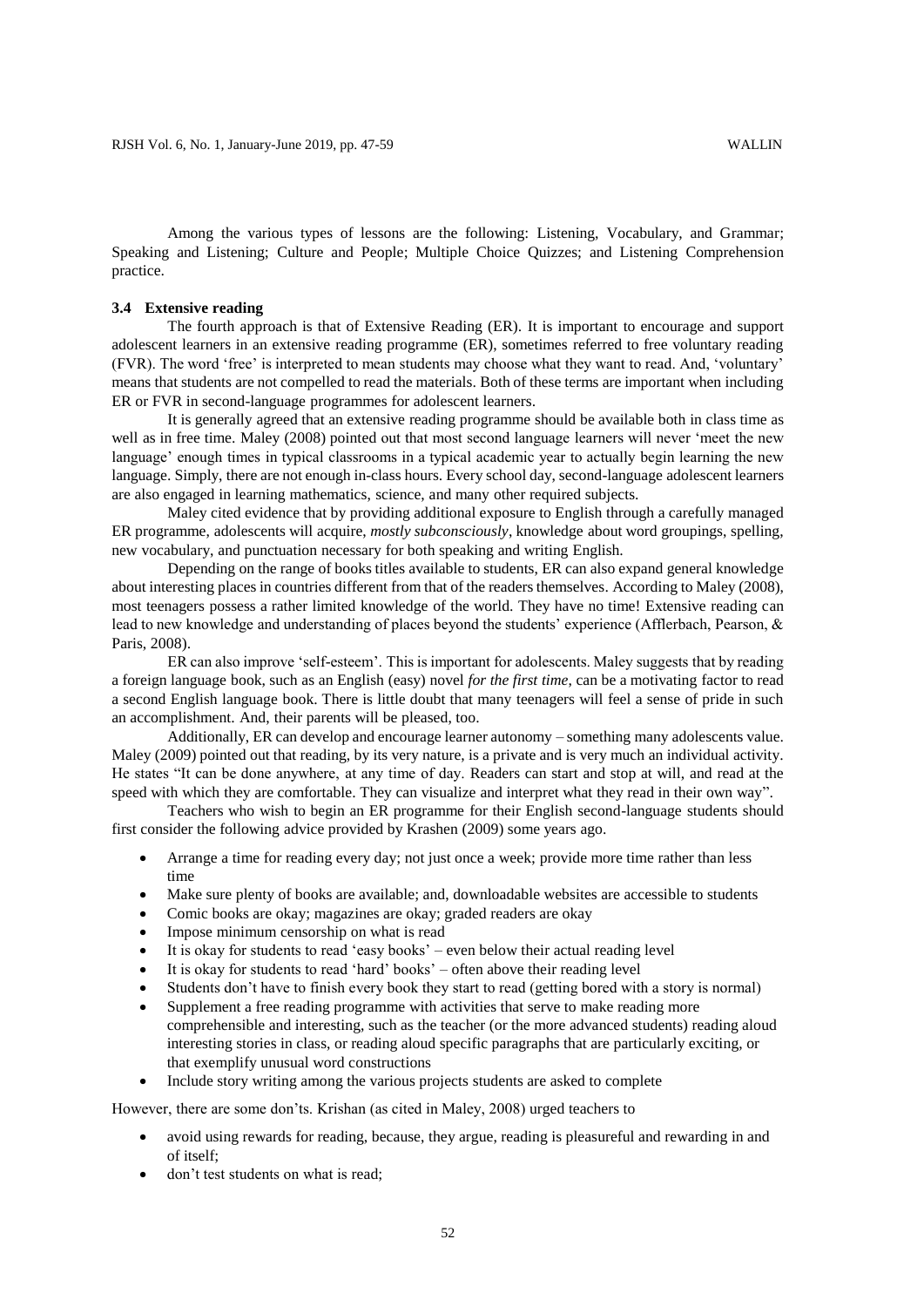Among the various types of lessons are the following: Listening, Vocabulary, and Grammar; Speaking and Listening; Culture and People; Multiple Choice Quizzes; and Listening Comprehension practice.

### 3.4 Extensive reading

The fourth approach is that of Extensive Reading (ER). It is important to encourage and support adolescent learners in an extensive reading programme (ER), sometimes referred to free voluntary reading (FVR). The word 'free' is interpreted to mean students may choose what they want to read. And, 'voluntary' means that students are not compelled to read the materials. Both of these terms are important when including ER or FVR in second-language programmes for adolescent learners.

It is generally agreed that an extensive reading programme should be available both in class time as well as in free time. Maley (2008) pointed out that most second language learners will never 'meet the new language' enough times in typical classrooms in a typical academic year to actually begin learning the new language. Simply, there are not enough in-class hours. Every school day, second-language adolescent learners are also engaged in learning mathematics, science, and many other required subjects.

Maley cited evidence that by providing additional exposure to English through a carefully managed ER programme, adolescents will acquire, *mostly subconsciously*, knowledge about word groupings, spelling, new vocabulary, and punctuation necessary for both speaking and writing English.

Depending on the range of books titles available to students, ER can also expand general knowledge about interesting places in countries different from that of the readers themselves. According to Maley (2008), most teenagers possess a rather limited knowledge of the world. They have no time! Extensive reading can lead to new knowledge and understanding of places beyond the students' experience (Afflerbach, Pearson, & Paris, 2008).

ER can also improve 'self-esteem'. This is important for adolescents. Maley suggests that by reading a foreign language book, such as an English (easy) novel *for the first time*, can be a motivating factor to read a second English language book. There is little doubt that many teenagers will feel a sense of pride in such an accomplishment. And, their parents will be pleased, too.

Additionally, ER can develop and encourage learner autonomy – something many adolescents value. Maley (2009) pointed out that reading, by its very nature, is a private and is very much an individual activity. He states "It can be done anywhere, at any time of day. Readers can start and stop at will, and read at the speed with which they are comfortable. They can visualize and interpret what they read in their own way".

Teachers who wish to begin an ER programme for their English second-language students should first consider the following advice provided by Krashen (2009) some years ago.

- Arrange a time for reading every day; not just once a week; provide more time rather than less time
- Make sure plenty of books are available; and, downloadable websites are accessible to students
- Comic books are okay; magazines are okay; graded readers are okay
- Impose minimum censorship on what is read
- It is okay for students to read 'easy books' – even below their actual reading level
- It is okay for students to read 'hard' books' – often above their reading level
- Students don't have to finish every book they start to read (getting bored with a story is normal)
- Supplement a free reading programme with activities that serve to make reading more comprehensible and interesting, such as the teacher (or the more advanced students) reading aloud interesting stories in class, or reading aloud specific paragraphs that are particularly exciting, or that exemplify unusual word constructions
- Include story writing among the various projects students are asked to complete

However, there are some don'ts. Krishan (as cited in Maley, 2008) urged teachers to

- avoid using rewards for reading, because, they argue, reading is pleasureful and rewarding in and of itself;
- don't test students on what is read;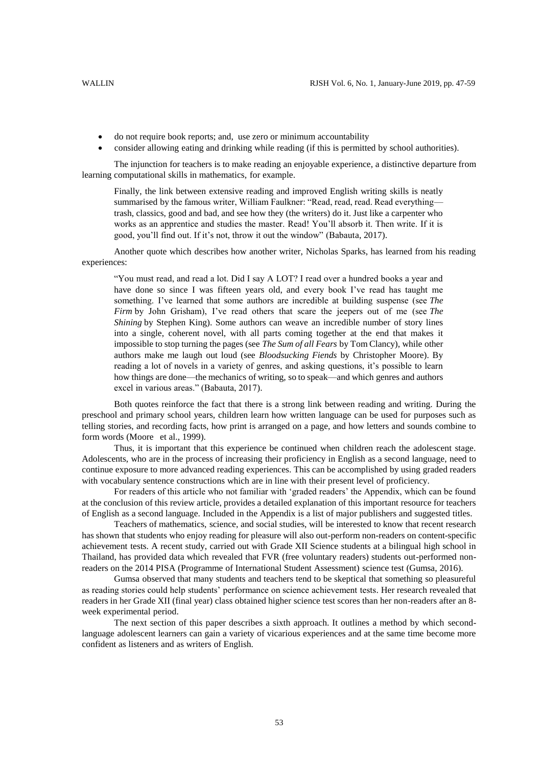- do not require book reports; and, use zero or minimum accountability
- consider allowing eating and drinking while reading (if this is permitted by school authorities).

The injunction for teachers is to make reading an enjoyable experience, a distinctive departure from learning computational skills in mathematics, for example.

> Finally, the link between extensive reading and improved English writing skills is neatly summarised by the famous writer, William Faulkner: "Read, read, read. Read everything—trash, classics, good and bad, and see how they (the writers) do it. Just like a carpenter who works as an apprentice and studies the master. Read! You'll absorb it. Then write. If it is good, you'll find out. If it's not, throw it out the window" (Babauta, 2017).

Another quote which describes how another writer, Nicholas Sparks, has learned from his reading experiences:

> "You must read, and read a lot. Did I say A LOT? I read over a hundred books a year and have done so since I was fifteen years old, and every book I've read has taught me something. I've learned that some authors are incredible at building suspense (see *The Firm* by John Grisham), I've read others that scare the jeepers out of me (see *The Shining* by Stephen King). Some authors can weave an incredible number of story lines into a single, coherent novel, with all parts coming together at the end that makes it impossible to stop turning the pages (see *The Sum of all Fears* by Tom Clancy), while other authors make me laugh out loud (see *Bloodsucking Fiends* by Christopher Moore). By reading a lot of novels in a variety of genres, and asking questions, it's possible to learn how things are done—the mechanics of writing, so to speak—and which genres and authors excel in various areas." (Babauta, 2017).

Both quotes reinforce the fact that there is a strong link between reading and writing. During the preschool and primary school years, children learn how written language can be used for purposes such as telling stories, and recording facts, how print is arranged on a page, and how letters and sounds combine to form words (Moore et al., 1999).

Thus, it is important that this experience be continued when children reach the adolescent stage. Adolescents, who are in the process of increasing their proficiency in English as a second language, need to continue exposure to more advanced reading experiences. This can be accomplished by using graded readers with vocabulary sentence constructions which are in line with their present level of proficiency.

For readers of this article who not familiar with 'graded readers' the Appendix, which can be found at the conclusion of this review article, provides a detailed explanation of this important resource for teachers of English as a second language. Included in the Appendix is a list of major publishers and suggested titles.

Teachers of mathematics, science, and social studies, will be interested to know that recent research has shown that students who enjoy reading for pleasure will also out-perform non-readers on content-specific achievement tests. A recent study, carried out with Grade XII Science students at a bilingual high school in Thailand, has provided data which revealed that FVR (free voluntary readers) students out-performed non-readers on the 2014 PISA (Programme of International Student Assessment) science test (Gumsa, 2016).

Gumsa observed that many students and teachers tend to be skeptical that something so pleasureful as reading stories could help students' performance on science achievement tests. Her research revealed that readers in her Grade XII (final year) class obtained higher science test scores than her non-readers after an 8-week experimental period.

The next section of this paper describes a sixth approach. It outlines a method by which second-language adolescent learners can gain a variety of vicarious experiences and at the same time become more confident as listeners and as writers of English.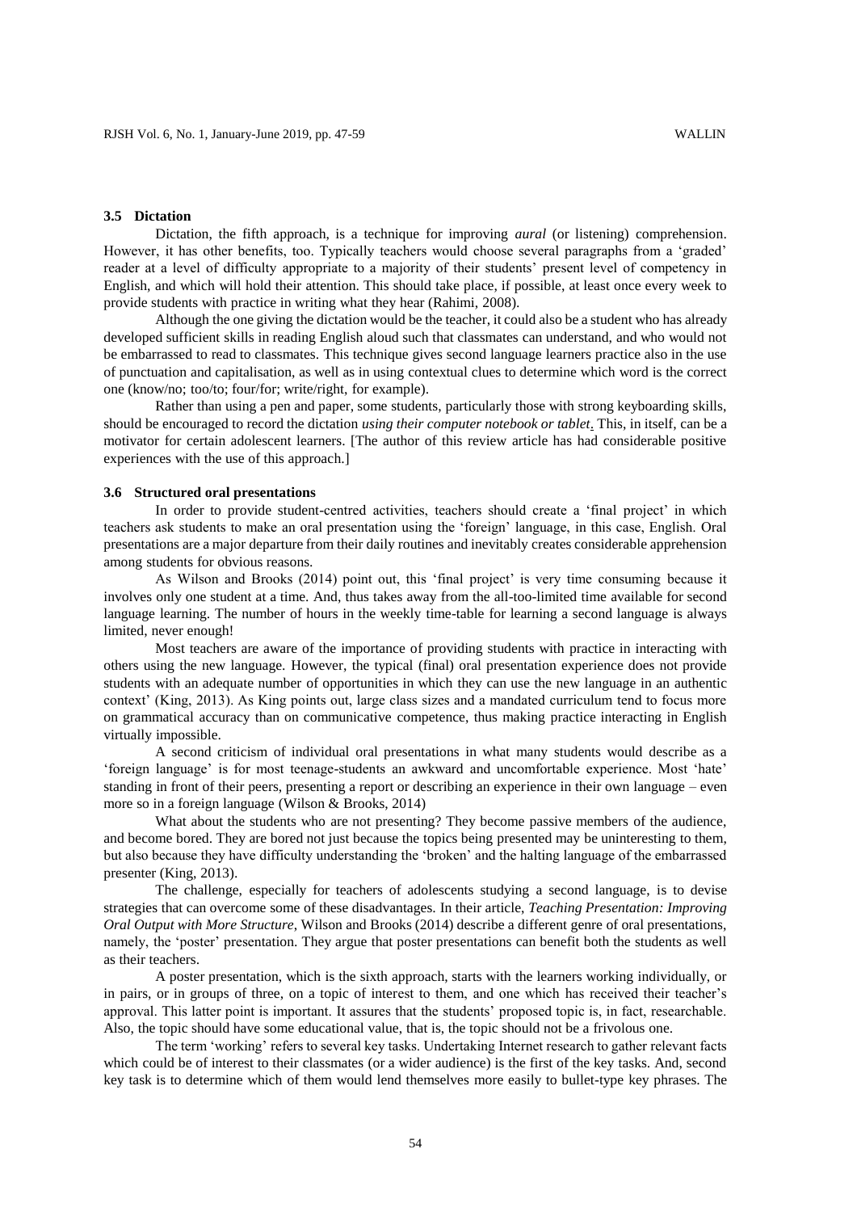### 3.5 Dictation

Dictation, the fifth approach, is a technique for improving *aural* (or listening) comprehension. However, it has other benefits, too. Typically teachers would choose several paragraphs from a 'graded' reader at a level of difficulty appropriate to a majority of their students' present level of competency in English, and which will hold their attention. This should take place, if possible, at least once every week to provide students with practice in writing what they hear (Rahimi, 2008).

Although the one giving the dictation would be the teacher, it could also be a student who has already developed sufficient skills in reading English aloud such that classmates can understand, and who would not be embarrassed to read to classmates. This technique gives second language learners practice also in the use of punctuation and capitalisation, as well as in using contextual clues to determine which word is the correct one (know/no; too/to; four/for; write/right, for example).

Rather than using a pen and paper, some students, particularly those with strong keyboarding skills, should be encouraged to record the dictation *using their computer notebook or tablet*. This, in itself, can be a motivator for certain adolescent learners. [The author of this review article has had considerable positive experiences with the use of this approach.]

### 3.6 Structured oral presentations

In order to provide student-centred activities, teachers should create a 'final project' in which teachers ask students to make an oral presentation using the 'foreign' language, in this case, English. Oral presentations are a major departure from their daily routines and inevitably creates considerable apprehension among students for obvious reasons.

As Wilson and Brooks (2014) point out, this 'final project' is very time consuming because it involves only one student at a time. And, thus takes away from the all-too-limited time available for second language learning. The number of hours in the weekly time-table for learning a second language is always limited, never enough!

Most teachers are aware of the importance of providing students with practice in interacting with others using the new language. However, the typical (final) oral presentation experience does not provide students with an adequate number of opportunities in which they can use the new language in an authentic context' (King, 2013). As King points out, large class sizes and a mandated curriculum tend to focus more on grammatical accuracy than on communicative competence, thus making practice interacting in English virtually impossible.

A second criticism of individual oral presentations in what many students would describe as a 'foreign language' is for most teenage-students an awkward and uncomfortable experience. Most 'hate' standing in front of their peers, presenting a report or describing an experience in their own language – even more so in a foreign language (Wilson & Brooks, 2014)

What about the students who are not presenting? They become passive members of the audience, and become bored. They are bored not just because the topics being presented may be uninteresting to them, but also because they have difficulty understanding the 'broken' and the halting language of the embarrassed presenter (King, 2013).

The challenge, especially for teachers of adolescents studying a second language, is to devise strategies that can overcome some of these disadvantages. In their article, *Teaching Presentation: Improving Oral Output with More Structure*, Wilson and Brooks (2014) describe a different genre of oral presentations, namely, the 'poster' presentation. They argue that poster presentations can benefit both the students as well as their teachers.

A poster presentation, which is the sixth approach, starts with the learners working individually, or in pairs, or in groups of three, on a topic of interest to them, and one which has received their teacher's approval. This latter point is important. It assures that the students' proposed topic is, in fact, researchable. Also, the topic should have some educational value, that is, the topic should not be a frivolous one.

The term 'working' refers to several key tasks. Undertaking Internet research to gather relevant facts which could be of interest to their classmates (or a wider audience) is the first of the key tasks. And, second key task is to determine which of them would lend themselves more easily to bullet-type key phrases. The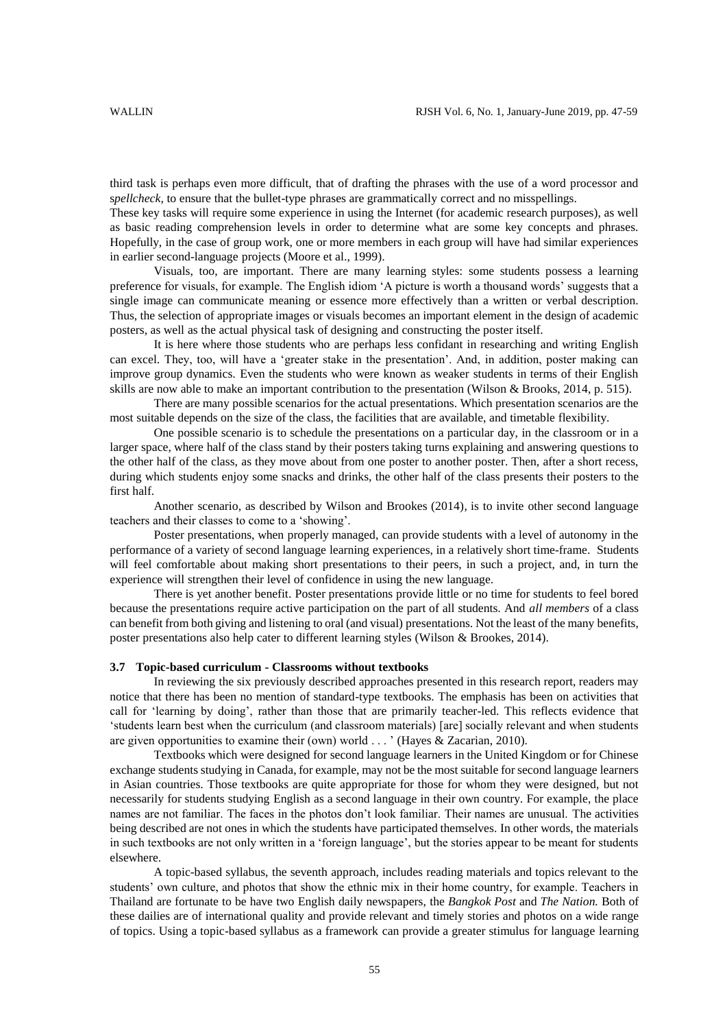third task is perhaps even more difficult, that of drafting the phrases with the use of a word processor and s*pellcheck*, to ensure that the bullet-type phrases are grammatically correct and no misspellings.

These key tasks will require some experience in using the Internet (for academic research purposes), as well as basic reading comprehension levels in order to determine what are some key concepts and phrases. Hopefully, in the case of group work, one or more members in each group will have had similar experiences in earlier second-language projects (Moore et al., 1999).

Visuals, too, are important. There are many learning styles: some students possess a learning preference for visuals, for example. The English idiom 'A picture is worth a thousand words' suggests that a single image can communicate meaning or essence more effectively than a written or verbal description. Thus, the selection of appropriate images or visuals becomes an important element in the design of academic posters, as well as the actual physical task of designing and constructing the poster itself.

It is here where those students who are perhaps less confidant in researching and writing English can excel. They, too, will have a 'greater stake in the presentation'. And, in addition, poster making can improve group dynamics. Even the students who were known as weaker students in terms of their English skills are now able to make an important contribution to the presentation (Wilson & Brooks, 2014, p. 515).

There are many possible scenarios for the actual presentations. Which presentation scenarios are the most suitable depends on the size of the class, the facilities that are available, and timetable flexibility.

One possible scenario is to schedule the presentations on a particular day, in the classroom or in a larger space, where half of the class stand by their posters taking turns explaining and answering questions to the other half of the class, as they move about from one poster to another poster. Then, after a short recess, during which students enjoy some snacks and drinks, the other half of the class presents their posters to the first half.

Another scenario, as described by Wilson and Brookes (2014), is to invite other second language teachers and their classes to come to a 'showing'.

Poster presentations, when properly managed, can provide students with a level of autonomy in the performance of a variety of second language learning experiences, in a relatively short time-frame. Students will feel comfortable about making short presentations to their peers, in such a project, and, in turn the experience will strengthen their level of confidence in using the new language.

There is yet another benefit. Poster presentations provide little or no time for students to feel bored because the presentations require active participation on the part of all students. And *all members* of a class can benefit from both giving and listening to oral (and visual) presentations. Not the least of the many benefits, poster presentations also help cater to different learning styles (Wilson & Brookes, 2014).

### 3.7 Topic-based curriculum - Classrooms without textbooks

In reviewing the six previously described approaches presented in this research report, readers may notice that there has been no mention of standard-type textbooks. The emphasis has been on activities that call for 'learning by doing', rather than those that are primarily teacher-led. This reflects evidence that 'students learn best when the curriculum (and classroom materials) [are] socially relevant and when students are given opportunities to examine their (own) world . . . ' (Hayes & Zacarian, 2010).

Textbooks which were designed for second language learners in the United Kingdom or for Chinese exchange students studying in Canada, for example, may not be the most suitable for second language learners in Asian countries. Those textbooks are quite appropriate for those for whom they were designed, but not necessarily for students studying English as a second language in their own country. For example, the place names are not familiar. The faces in the photos don't look familiar. Their names are unusual. The activities being described are not ones in which the students have participated themselves. In other words, the materials in such textbooks are not only written in a 'foreign language', but the stories appear to be meant for students elsewhere.

A topic-based syllabus, the seventh approach, includes reading materials and topics relevant to the students' own culture, and photos that show the ethnic mix in their home country, for example. Teachers in Thailand are fortunate to be have two English daily newspapers, the *Bangkok Post* and *The Nation.* Both of these dailies are of international quality and provide relevant and timely stories and photos on a wide range of topics. Using a topic-based syllabus as a framework can provide a greater stimulus for language learning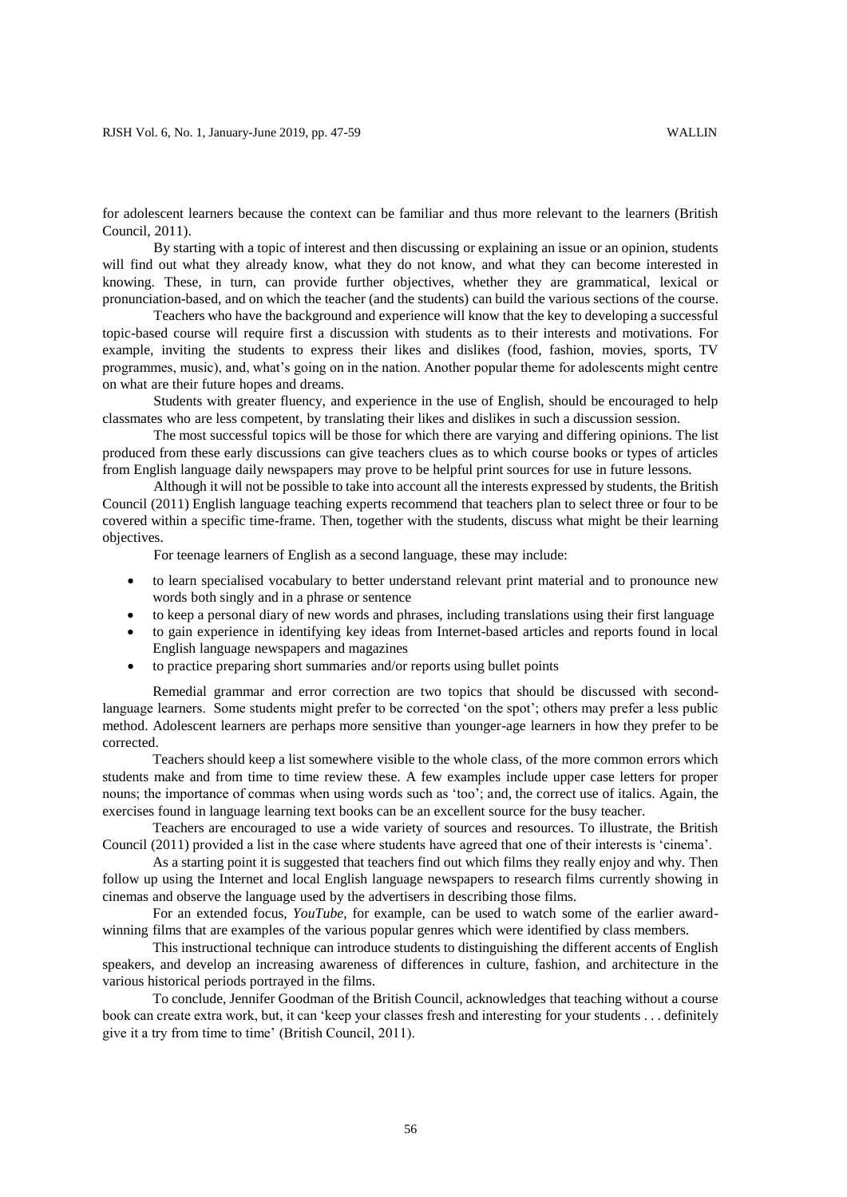for adolescent learners because the context can be familiar and thus more relevant to the learners (British Council, 2011).

By starting with a topic of interest and then discussing or explaining an issue or an opinion, students will find out what they already know, what they do not know, and what they can become interested in knowing. These, in turn, can provide further objectives, whether they are grammatical, lexical or pronunciation-based, and on which the teacher (and the students) can build the various sections of the course.

Teachers who have the background and experience will know that the key to developing a successful topic-based course will require first a discussion with students as to their interests and motivations. For example, inviting the students to express their likes and dislikes (food, fashion, movies, sports, TV programmes, music), and, what's going on in the nation. Another popular theme for adolescents might centre on what are their future hopes and dreams.

Students with greater fluency, and experience in the use of English, should be encouraged to help classmates who are less competent, by translating their likes and dislikes in such a discussion session.

The most successful topics will be those for which there are varying and differing opinions. The list produced from these early discussions can give teachers clues as to which course books or types of articles from English language daily newspapers may prove to be helpful print sources for use in future lessons.

Although it will not be possible to take into account all the interests expressed by students, the British Council (2011) English language teaching experts recommend that teachers plan to select three or four to be covered within a specific time-frame. Then, together with the students, discuss what might be their learning objectives.

For teenage learners of English as a second language, these may include:

- to learn specialised vocabulary to better understand relevant print material and to pronounce new words both singly and in a phrase or sentence
- to keep a personal diary of new words and phrases, including translations using their first language
- to gain experience in identifying key ideas from Internet-based articles and reports found in local English language newspapers and magazines
- to practice preparing short summaries and/or reports using bullet points

Remedial grammar and error correction are two topics that should be discussed with second-language learners. Some students might prefer to be corrected 'on the spot'; others may prefer a less public method. Adolescent learners are perhaps more sensitive than younger-age learners in how they prefer to be corrected.

Teachers should keep a list somewhere visible to the whole class, of the more common errors which students make and from time to time review these. A few examples include upper case letters for proper nouns; the importance of commas when using words such as 'too'; and, the correct use of italics. Again, the exercises found in language learning text books can be an excellent source for the busy teacher.

Teachers are encouraged to use a wide variety of sources and resources. To illustrate, the British Council (2011) provided a list in the case where students have agreed that one of their interests is 'cinema'.

As a starting point it is suggested that teachers find out which films they really enjoy and why. Then follow up using the Internet and local English language newspapers to research films currently showing in cinemas and observe the language used by the advertisers in describing those films.

For an extended focus, *YouTube*, for example, can be used to watch some of the earlier award-winning films that are examples of the various popular genres which were identified by class members.

This instructional technique can introduce students to distinguishing the different accents of English speakers, and develop an increasing awareness of differences in culture, fashion, and architecture in the various historical periods portrayed in the films.

To conclude, Jennifer Goodman of the British Council, acknowledges that teaching without a course book can create extra work, but, it can 'keep your classes fresh and interesting for your students . . . definitely give it a try from time to time' (British Council, 2011).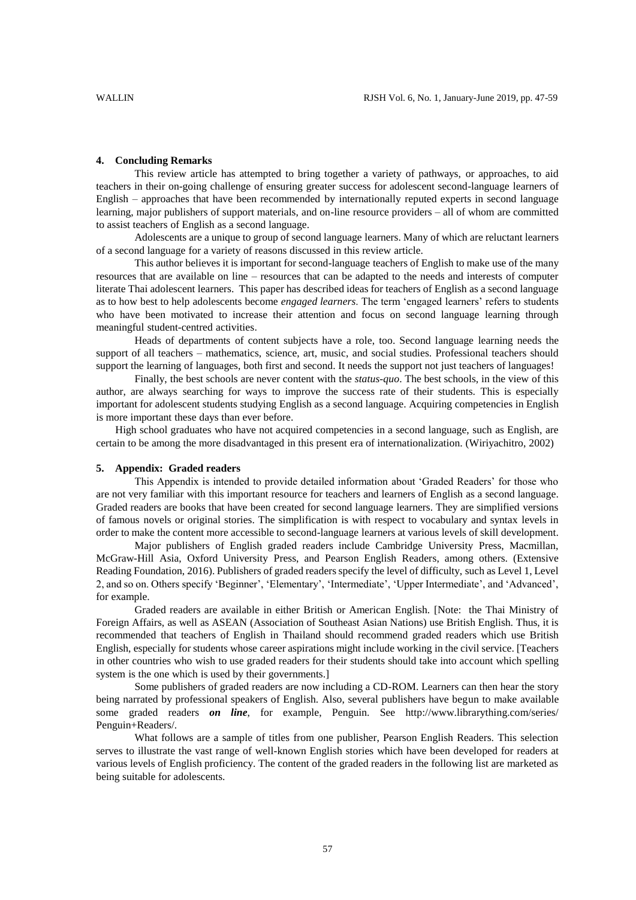## 4. Concluding Remarks

This review article has attempted to bring together a variety of pathways, or approaches, to aid teachers in their on-going challenge of ensuring greater success for adolescent second-language learners of English – approaches that have been recommended by internationally reputed experts in second language learning, major publishers of support materials, and on-line resource providers – all of whom are committed to assist teachers of English as a second language.

Adolescents are a unique to group of second language learners. Many of which are reluctant learners of a second language for a variety of reasons discussed in this review article.

This author believes it is important for second-language teachers of English to make use of the many resources that are available on line – resources that can be adapted to the needs and interests of computer literate Thai adolescent learners. This paper has described ideas for teachers of English as a second language as to how best to help adolescents become *engaged learners*. The term 'engaged learners' refers to students who have been motivated to increase their attention and focus on second language learning through meaningful student-centred activities.

Heads of departments of content subjects have a role, too. Second language learning needs the support of all teachers – mathematics, science, art, music, and social studies. Professional teachers should support the learning of languages, both first and second. It needs the support not just teachers of languages!

Finally, the best schools are never content with the *status-quo*. The best schools, in the view of this author, are always searching for ways to improve the success rate of their students. This is especially important for adolescent students studying English as a second language. Acquiring competencies in English is more important these days than ever before.

High school graduates who have not acquired competencies in a second language, such as English, are certain to be among the more disadvantaged in this present era of internationalization. (Wiriyachitro, 2002)

## 5. Appendix: Graded readers

This Appendix is intended to provide detailed information about 'Graded Readers' for those who are not very familiar with this important resource for teachers and learners of English as a second language. Graded readers are books that have been created for second language learners. They are simplified versions of famous novels or original stories. The simplification is with respect to vocabulary and syntax levels in order to make the content more accessible to second-language learners at various levels of skill development.

Major publishers of English graded readers include Cambridge University Press, Macmillan, McGraw-Hill Asia, Oxford University Press, and Pearson English Readers, among others. (Extensive Reading Foundation, 2016). Publishers of graded readers specify the level of difficulty, such as Level 1, Level 2, and so on. Others specify 'Beginner', 'Elementary', 'Intermediate', 'Upper Intermediate', and 'Advanced', for example.

Graded readers are available in either British or American English. [Note: the Thai Ministry of Foreign Affairs, as well as ASEAN (Association of Southeast Asian Nations) use British English. Thus, it is recommended that teachers of English in Thailand should recommend graded readers which use British English, especially for students whose career aspirations might include working in the civil service. [Teachers in other countries who wish to use graded readers for their students should take into account which spelling system is the one which is used by their governments.]

Some publishers of graded readers are now including a CD-ROM. Learners can then hear the story being narrated by professional speakers of English. Also, several publishers have begun to make available some graded readers ***on line***, for example, Penguin. See http://www.librarything.com/series/Penguin+Readers/.

What follows are a sample of titles from one publisher, Pearson English Readers. This selection serves to illustrate the vast range of well-known English stories which have been developed for readers at various levels of English proficiency. The content of the graded readers in the following list are marketed as being suitable for adolescents.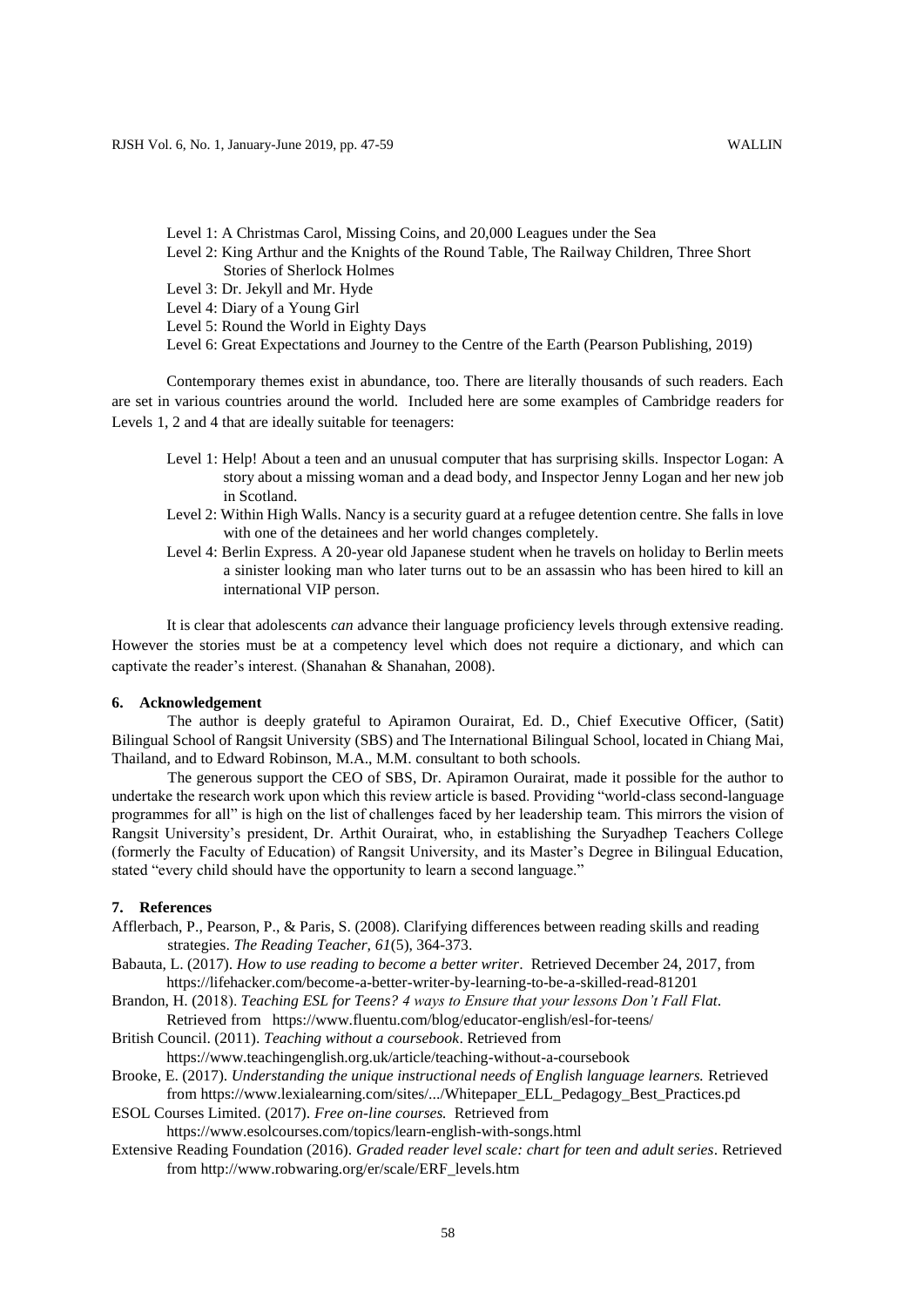Level 1: A Christmas Carol, Missing Coins, and 20,000 Leagues under the Sea
Level 2: King Arthur and the Knights of the Round Table, The Railway Children, Three Short Stories of Sherlock Holmes
Level 3: Dr. Jekyll and Mr. Hyde
Level 4: Diary of a Young Girl
Level 5: Round the World in Eighty Days
Level 6: Great Expectations and Journey to the Centre of the Earth (Pearson Publishing, 2019)

Contemporary themes exist in abundance, too. There are literally thousands of such readers. Each are set in various countries around the world. Included here are some examples of Cambridge readers for Levels 1, 2 and 4 that are ideally suitable for teenagers:

Level 1: Help! About a teen and an unusual computer that has surprising skills. Inspector Logan: A story about a missing woman and a dead body, and Inspector Jenny Logan and her new job in Scotland.
Level 2: Within High Walls. Nancy is a security guard at a refugee detention centre. She falls in love with one of the detainees and her world changes completely.
Level 4: Berlin Express. A 20-year old Japanese student when he travels on holiday to Berlin meets a sinister looking man who later turns out to be an assassin who has been hired to kill an international VIP person.

It is clear that adolescents *can* advance their language proficiency levels through extensive reading. However the stories must be at a competency level which does not require a dictionary, and which can captivate the reader's interest. (Shanahan & Shanahan, 2008).

## 6. Acknowledgement

The author is deeply grateful to Apiramon Ourairat, Ed. D., Chief Executive Officer, (Satit) Bilingual School of Rangsit University (SBS) and The International Bilingual School, located in Chiang Mai, Thailand, and to Edward Robinson, M.A., M.M. consultant to both schools.

The generous support the CEO of SBS, Dr. Apiramon Ourairat, made it possible for the author to undertake the research work upon which this review article is based. Providing "world-class second-language programmes for all" is high on the list of challenges faced by her leadership team. This mirrors the vision of Rangsit University's president, Dr. Arthit Ourairat, who, in establishing the Suryadhep Teachers College (formerly the Faculty of Education) of Rangsit University, and its Master's Degree in Bilingual Education, stated "every child should have the opportunity to learn a second language."

## 7. References

Afflerbach, P., Pearson, P., & Paris, S. (2008). Clarifying differences between reading skills and reading strategies. *The Reading Teacher, 61*(5), 364-373.

Babauta, L. (2017). *How to use reading to become a better writer*. Retrieved December 24, 2017, from https://lifehacker.com/become-a-better-writer-by-learning-to-be-a-skilled-read-81201

Brandon, H. (2018). *Teaching ESL for Teens? 4 ways to Ensure that your lessons Don't Fall Flat*. Retrieved from https://www.fluentu.com/blog/educator-english/esl-for-teens/

British Council. (2011). *Teaching without a coursebook*. Retrieved from https://www.teachingenglish.org.uk/article/teaching-without-a-coursebook

Brooke, E. (2017). *Understanding the unique instructional needs of English language learners.* Retrieved from https://www.lexialearning.com/sites/.../Whitepaper_ELL_Pedagogy_Best_Practices.pd

ESOL Courses Limited. (2017). *Free on-line courses.* Retrieved from https://www.esolcourses.com/topics/learn-english-with-songs.html

Extensive Reading Foundation (2016). *Graded reader level scale: chart for teen and adult series*. Retrieved from http://www.robwaring.org/er/scale/ERF_levels.htm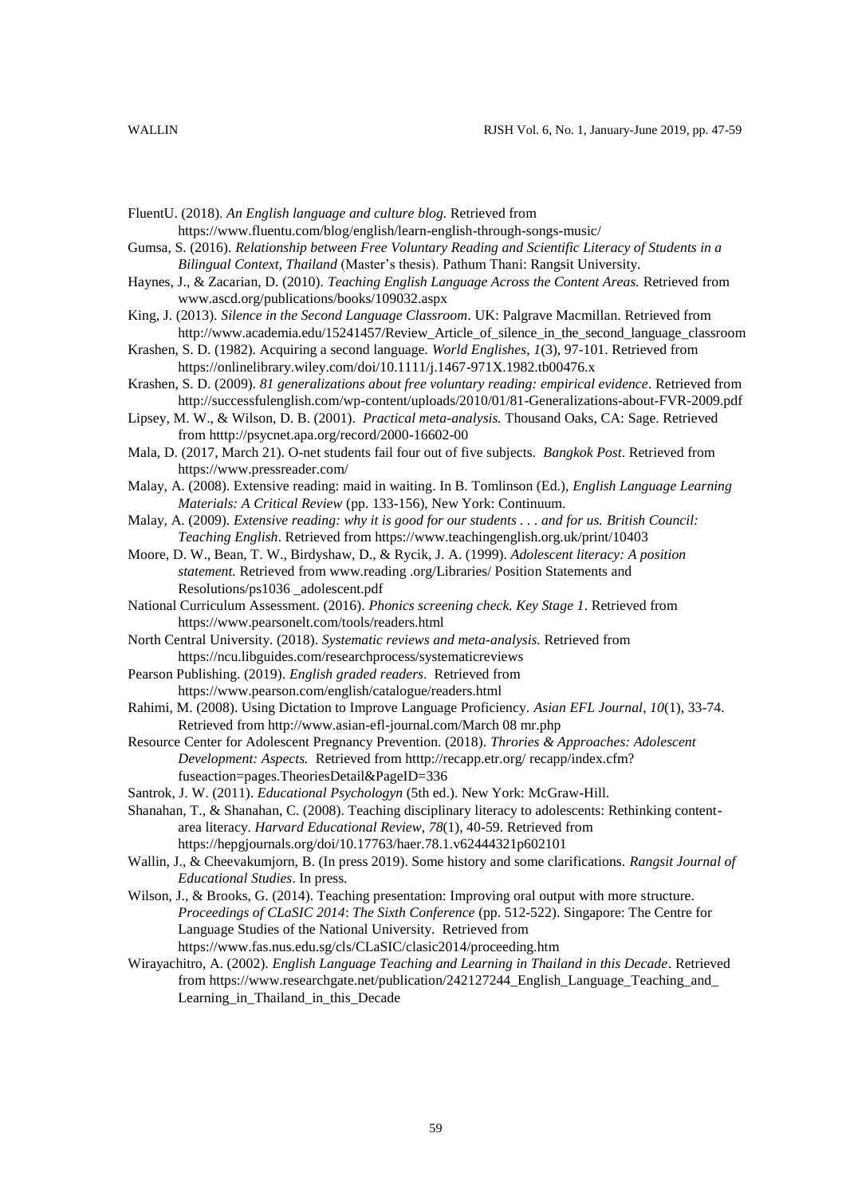FluentU. (2018). *An English language and culture blog.* Retrieved from https://www.fluentu.com/blog/english/learn-english-through-songs-music/

Gumsa, S. (2016). *Relationship between Free Voluntary Reading and Scientific Literacy of Students in a Bilingual Context, Thailand* (Master's thesis). Pathum Thani: Rangsit University.

Haynes, J., & Zacarian, D. (2010). *Teaching English Language Across the Content Areas.* Retrieved from www.ascd.org/publications/books/109032.aspx

King, J. (2013). *Silence in the Second Language Classroom*. UK: Palgrave Macmillan. Retrieved from http://www.academia.edu/15241457/Review_Article_of_silence_in_the_second_language_classroom

Krashen, S. D. (1982). Acquiring a second language. *World Englishes*, *1*(3), 97-101. Retrieved from https://onlinelibrary.wiley.com/doi/10.1111/j.1467-971X.1982.tb00476.x

Krashen, S. D. (2009). *81 generalizations about free voluntary reading: empirical evidence*. Retrieved from http://successfulenglish.com/wp-content/uploads/2010/01/81-Generalizations-about-FVR-2009.pdf

Lipsey, M. W., & Wilson, D. B. (2001). *Practical meta-analysis.* Thousand Oaks, CA: Sage. Retrieved from htttp://psycnet.apa.org/record/2000-16602-00

Mala, D. (2017, March 21). O-net students fail four out of five subjects. *Bangkok Post*. Retrieved from https://www.pressreader.com/

Malay, A. (2008). Extensive reading: maid in waiting. In B. Tomlinson (Ed.), *English Language Learning Materials: A Critical Review* (pp. 133-156), New York: Continuum.

Malay, A. (2009). *Extensive reading: why it is good for our students . . . and for us. British Council: Teaching English*. Retrieved from https://www.teachingenglish.org.uk/print/10403

Moore, D. W., Bean, T. W., Birdyshaw, D., & Rycik, J. A. (1999). *Adolescent literacy: A position statement.* Retrieved from www.reading .org/Libraries/ Position Statements and Resolutions/ps1036 _adolescent.pdf

National Curriculum Assessment. (2016). *Phonics screening check. Key Stage 1*. Retrieved from https://www.pearsonelt.com/tools/readers.html

North Central University. (2018). *Systematic reviews and meta-analysis.* Retrieved from https://ncu.libguides.com/researchprocess/systematicreviews

Pearson Publishing. (2019). *English graded readers*. Retrieved from https://www.pearson.com/english/catalogue/readers.html

Rahimi, M. (2008). Using Dictation to Improve Language Proficiency. *Asian EFL Journal*, *10*(1), 33-74. Retrieved from http://www.asian-efl-journal.com/March 08 mr.php

Resource Center for Adolescent Pregnancy Prevention. (2018). *Throries & Approaches: Adolescent Development: Aspects.* Retrieved from htttp://recapp.etr.org/ recapp/index.cfm?fuseaction=pages.TheoriesDetail&PageID=336

Santrok, J. W. (2011). *Educational Psychologyn* (5th ed.). New York: McGraw-Hill.

Shanahan, T., & Shanahan, C. (2008). Teaching disciplinary literacy to adolescents: Rethinking content-area literacy. *Harvard Educational Review*, *78*(1), 40-59. Retrieved from https://hepgjournals.org/doi/10.17763/haer.78.1.v62444321p602101

Wallin, J., & Cheevakumjorn, B. (In press 2019). Some history and some clarifications. *Rangsit Journal of Educational Studies*. In press.

Wilson, J., & Brooks, G. (2014). Teaching presentation: Improving oral output with more structure. *Proceedings of CLaSIC 2014*: *The Sixth Conference* (pp. 512-522). Singapore: The Centre for Language Studies of the National University. Retrieved from https://www.fas.nus.edu.sg/cls/CLaSIC/clasic2014/proceeding.htm

Wirayachitro, A. (2002). *English Language Teaching and Learning in Thailand in this Decade*. Retrieved from https://www.researchgate.net/publication/242127244_English_Language_Teaching_and_Learning_in_Thailand_in_this_Decade